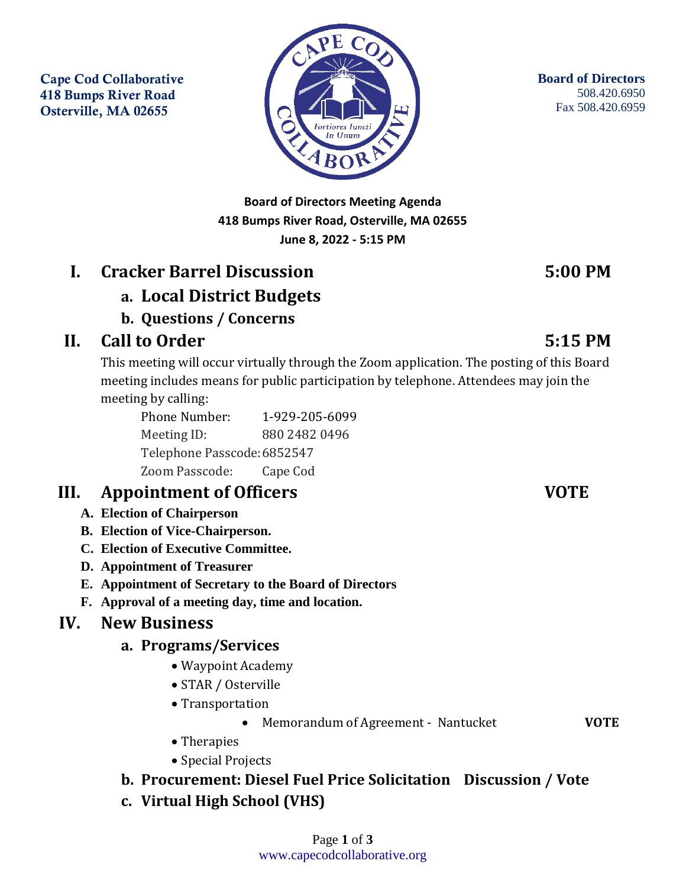Cape Cod Collaborative
418 Bumps River Road
Osterville, MA 02655

**Board of Directors**
508.420.6950
Fax 508.420.6959

**Board of Directors Meeting Agenda**
**418 Bumps River Road, Osterville, MA 02655**
**June 8, 2022 - 5:15 PM**

## I. Cracker Barrel Discussion — 5:00 PM

### a. Local District Budgets

### b. Questions / Concerns

## II. Call to Order — 5:15 PM

This meeting will occur virtually through the Zoom application. The posting of this Board meeting includes means for public participation by telephone. Attendees may join the meeting by calling:

| | |
|---|---|
| Phone Number: | 1-929-205-6099 |
| Meeting ID: | 880 2482 0496 |
| Telephone Passcode: | 6852547 |
| Zoom Passcode: | Cape Cod |

## III. Appointment of Officers — VOTE

- **A. Election of Chairperson**
- **B. Election of Vice-Chairperson.**
- **C. Election of Executive Committee.**
- **D. Appointment of Treasurer**
- **E. Appointment of Secretary to the Board of Directors**
- **F. Approval of a meeting day, time and location.**

## IV. New Business

### a. Programs/Services

- Waypoint Academy
- STAR / Osterville
- Transportation
  - Memorandum of Agreement - Nantucket — **VOTE**
- Therapies
- Special Projects

### b. Procurement: Diesel Fuel Price Solicitation — Discussion / Vote

### c. Virtual High School (VHS)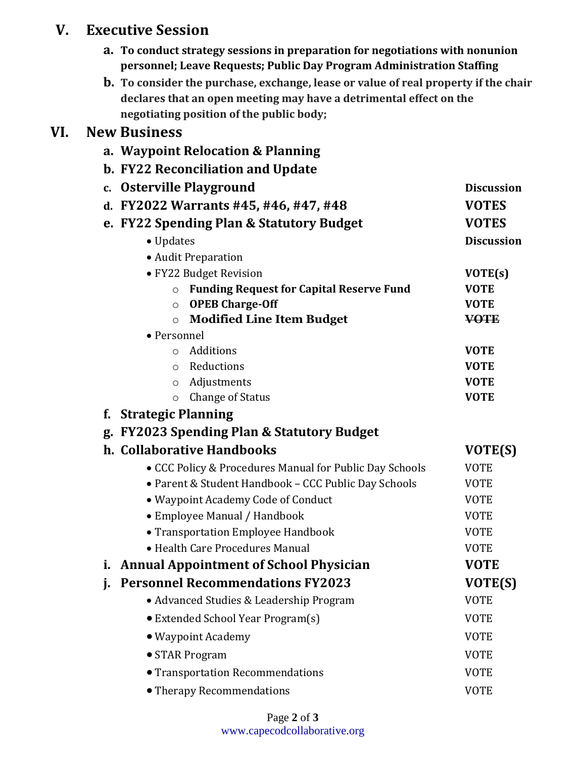## V. Executive Session

a. **To conduct strategy sessions in preparation for negotiations with nonunion personnel; Leave Requests; Public Day Program Administration Staffing**

b. **To consider the purchase, exchange, lease or value of real property if the chair declares that an open meeting may have a detrimental effect on the negotiating position of the public body;**

## VI. New Business

a. **Waypoint Relocation & Planning**

b. **FY22 Reconciliation and Update**

c. **Osterville Playground** — **Discussion**

d. **FY2022 Warrants #45, #46, #47, #48** — **VOTES**

e. **FY22 Spending Plan & Statutory Budget** — **VOTES**

- Updates — **Discussion**
- Audit Preparation
- FY22 Budget Revision — **VOTE(s)**
  - **Funding Request for Capital Reserve Fund** — **VOTE**
  - **OPEB Charge-Off** — **VOTE**
  - **Modified Line Item Budget** — ~~**VOTE**~~
- Personnel
  - Additions — **VOTE**
  - Reductions — **VOTE**
  - Adjustments — **VOTE**
  - Change of Status — **VOTE**

f. **Strategic Planning**

g. **FY2023 Spending Plan & Statutory Budget**

h. **Collaborative Handbooks** — **VOTE(S)**

- CCC Policy & Procedures Manual for Public Day Schools — VOTE
- Parent & Student Handbook – CCC Public Day Schools — VOTE
- Waypoint Academy Code of Conduct — VOTE
- Employee Manual / Handbook — VOTE
- Transportation Employee Handbook — VOTE
- Health Care Procedures Manual — VOTE

i. **Annual Appointment of School Physician** — **VOTE**

j. **Personnel Recommendations FY2023** — **VOTE(S)**

- Advanced Studies & Leadership Program — VOTE
- Extended School Year Program(s) — VOTE
- Waypoint Academy — VOTE
- STAR Program — VOTE
- Transportation Recommendations — VOTE
- Therapy Recommendations — VOTE

www.capecodcollaborative.org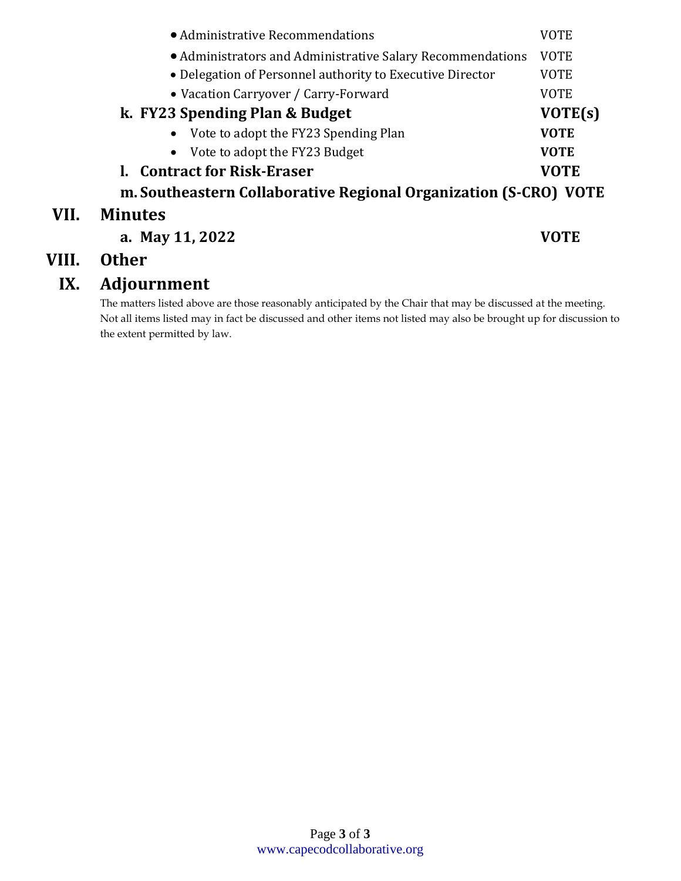- Administrative Recommendations VOTE
- Administrators and Administrative Salary Recommendations VOTE
- Delegation of Personnel authority to Executive Director VOTE
- Vacation Carryover / Carry-Forward VOTE

**k. FY23 Spending Plan & Budget VOTE(s)**

- Vote to adopt the FY23 Spending Plan **VOTE**
- Vote to adopt the FY23 Budget **VOTE**

**l. Contract for Risk-Eraser VOTE**

**m. Southeastern Collaborative Regional Organization (S-CRO) VOTE**

## VII. Minutes

**a. May 11, 2022 VOTE**

## VIII. Other

## IX. Adjournment

The matters listed above are those reasonably anticipated by the Chair that may be discussed at the meeting. Not all items listed may in fact be discussed and other items not listed may also be brought up for discussion to the extent permitted by law.